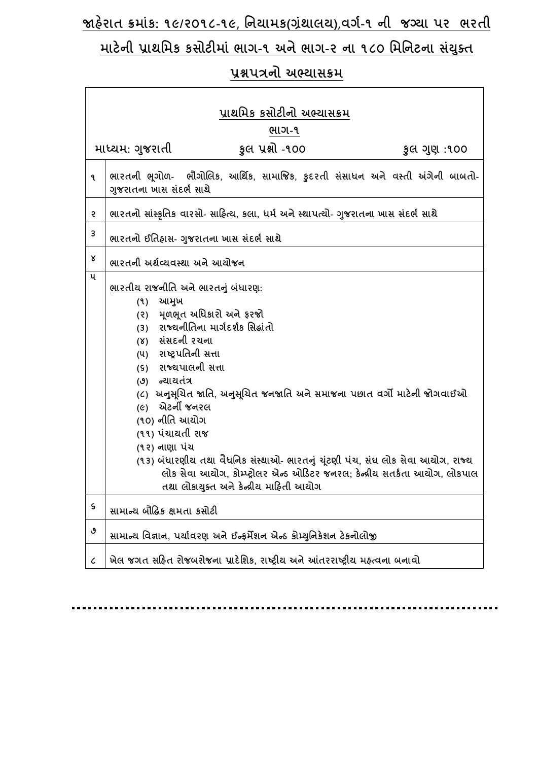# જાહેરાત ક્રમાંક: ૧૯/૨૦૧૮-૧૯, નિયામક(ગ્રંથાલય),વર્ગ-૧ ની જગ્યા પર ભરતી માટેની પ્રાથમિક કસોટીમાં ભાગ-૧ અને ભાગ-૨ ના ૧૮૦ મિનિટના સંયુક્ત પ્રશ્નપત્રનો અભ્યાસક્રમ

## પ્રાથમિક કસોટીનો અભ્યાસક્રમ

### ભાગ-૧

**માધ્યમ: ગુજરાતી** | **કુલ પ્રશ્નો -૧૦૦** | **કુલ ગુણ :૧૦૦**

| | |
|---|---|
| ૧ | ભારતની ભૂગોળ- ભૌગોલિક, આર્થિક, સામાજિક, કુદરતી સંસાધન અને વસ્તી અંગેની બાબતો- ગુજરાતના ખાસ સંદર્ભ સાથે |
| ૨ | ભારતનો સાંસ્કૃતિક વારસો- સાહિત્ય, કલા, ધર્મ અને સ્થાપત્યો- ગુજરાતના ખાસ સંદર્ભ સાથે |
| ૩ | ભારતનો ઈતિહાસ- ગુજરાતના ખાસ સંદર્ભ સાથે |
| ૪ | ભારતની અર્થવ્યવસ્થા અને આયોજન |
| ૫ | <u>ભારતીય રાજનીતિ અને ભારતનું બંધારણ:</u><br>(૧) આમુખ<br>(૨) મૂળભૂત અધિકારો અને ફરજો<br>(૩) રાજ્યનીતિના માર્ગદર્શક સિદ્ધાંતો<br>(૪) સંસદની રચના<br>(૫) રાષ્ટ્રપતિની સત્તા<br>(૬) રાજ્યપાલની સત્તા<br>(૭) ન્યાયતંત્ર<br>(૮) અનુસૂચિત જાતિ, અનુસૂચિત જનજાતિ અને સમાજના પછાત વર્ગો માટેની જોગવાઈઓ<br>(૯) એટર્ની જનરલ<br>(૧૦) નીતિ આયોગ<br>(૧૧) પંચાયતી રાજ<br>(૧૨) નાણા પંચ<br>(૧૩) બંધારણીય તથા વૈધનિક સંસ્થાઓ- ભારતનું ચૂંટણી પંચ, સંઘ લોક સેવા આયોગ, રાજ્ય લોક સેવા આયોગ, કોમ્પ્ટ્રોલર એન્ડ ઓડિટર જનરલ; કેન્દ્રીય સતર્કતા આયોગ, લોકપાલ તથા લોકાયુક્ત અને કેન્દ્રીય માહિતી આયોગ |
| ૬ | સામાન્ય બૌદ્ધિક ક્ષમતા કસોટી |
| ૭ | સામાન્ય વિજ્ઞાન, પર્યાવરણ અને ઈન્ફર્મેશન એન્ડ કોમ્યુનિકેશન ટેકનોલોજી |
| ૮ | ખેલ જગત સહિત રોજબરોજના પ્રાદેશિક, રાષ્ટ્રીય અને આંતરરાષ્ટ્રીય મહત્વના બનાવો |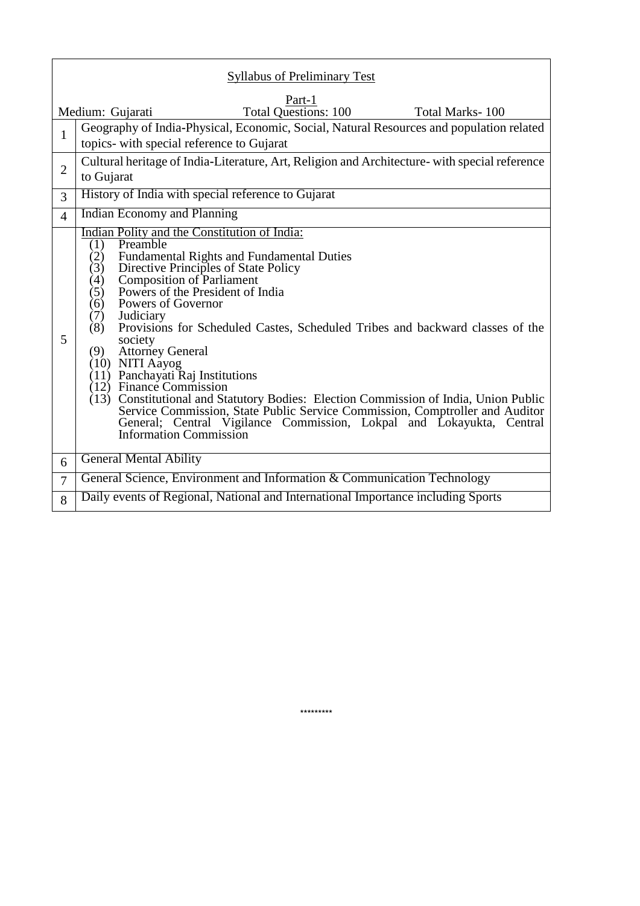<u>Syllabus of Preliminary Test</u>

<u>Part-1</u>

Medium: Gujarati | Total Questions: 100 | Total Marks- 100

| | |
|---|---|
| 1 | Geography of India-Physical, Economic, Social, Natural Resources and population related topics- with special reference to Gujarat |
| 2 | Cultural heritage of India-Literature, Art, Religion and Architecture- with special reference to Gujarat |
| 3 | History of India with special reference to Gujarat |
| 4 | Indian Economy and Planning |
| 5 | <u>Indian Polity and the Constitution of India:</u><br>(1) Preamble<br>(2) Fundamental Rights and Fundamental Duties<br>(3) Directive Principles of State Policy<br>(4) Composition of Parliament<br>(5) Powers of the President of India<br>(6) Powers of Governor<br>(7) Judiciary<br>(8) Provisions for Scheduled Castes, Scheduled Tribes and backward classes of the society<br>(9) Attorney General<br>(10) NITI Aayog<br>(11) Panchayati Raj Institutions<br>(12) Finance Commission<br>(13) Constitutional and Statutory Bodies: Election Commission of India, Union Public Service Commission, State Public Service Commission, Comptroller and Auditor General; Central Vigilance Commission, Lokpal and Lokayukta, Central Information Commission |
| 6 | General Mental Ability |
| 7 | General Science, Environment and Information & Communication Technology |
| 8 | Daily events of Regional, National and International Importance including Sports |

*********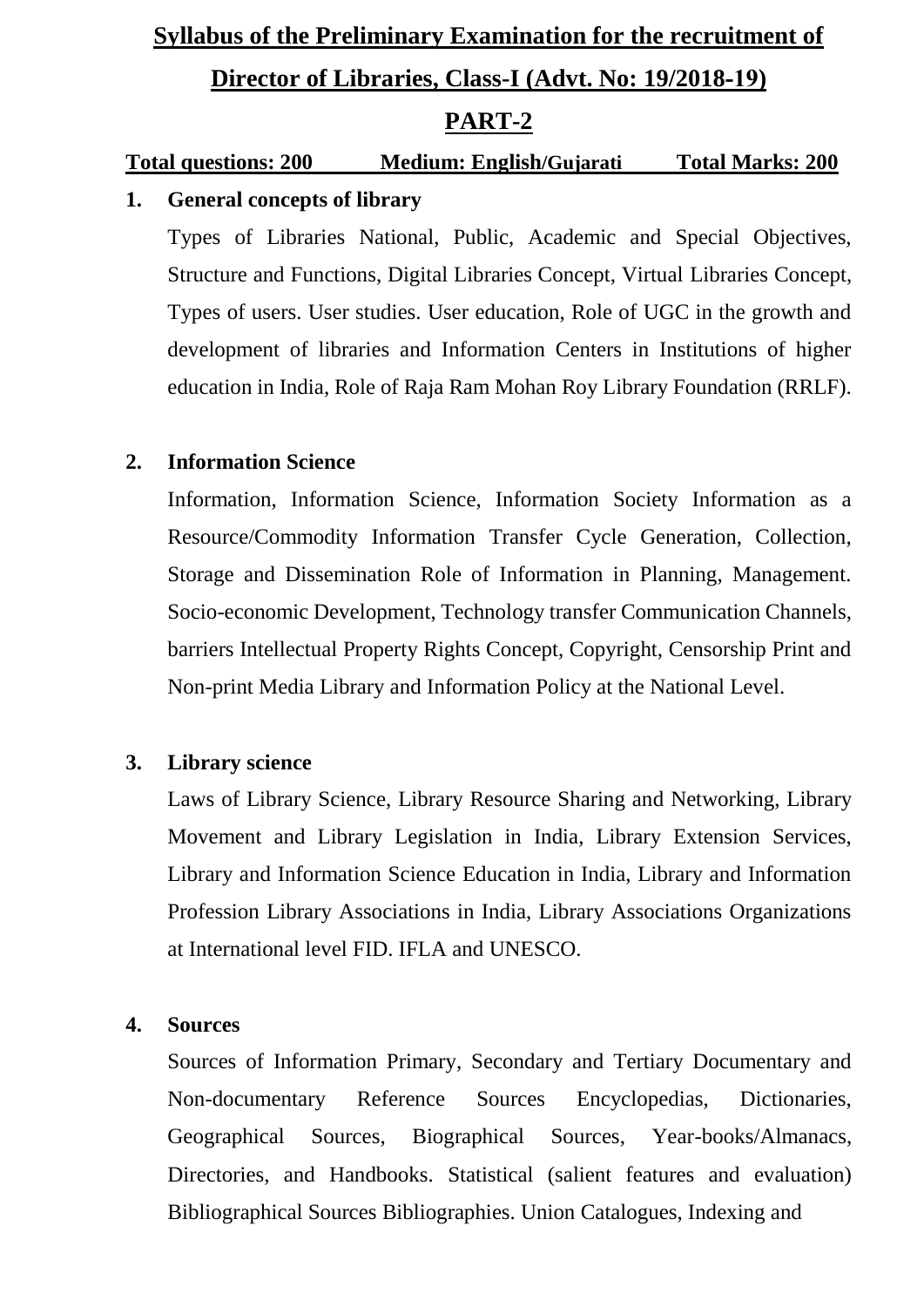# Syllabus of the Preliminary Examination for the recruitment of Director of Libraries, Class-I (Advt. No: 19/2018-19)

## PART-2

**Total questions: 200 Medium: English/Gujarati Total Marks: 200**

**1. General concepts of library**

Types of Libraries National, Public, Academic and Special Objectives, Structure and Functions, Digital Libraries Concept, Virtual Libraries Concept, Types of users. User studies. User education, Role of UGC in the growth and development of libraries and Information Centers in Institutions of higher education in India, Role of Raja Ram Mohan Roy Library Foundation (RRLF).

**2. Information Science**

Information, Information Science, Information Society Information as a Resource/Commodity Information Transfer Cycle Generation, Collection, Storage and Dissemination Role of Information in Planning, Management. Socio-economic Development, Technology transfer Communication Channels, barriers Intellectual Property Rights Concept, Copyright, Censorship Print and Non-print Media Library and Information Policy at the National Level.

**3. Library science**

Laws of Library Science, Library Resource Sharing and Networking, Library Movement and Library Legislation in India, Library Extension Services, Library and Information Science Education in India, Library and Information Profession Library Associations in India, Library Associations Organizations at International level FID. IFLA and UNESCO.

**4. Sources**

Sources of Information Primary, Secondary and Tertiary Documentary and Non-documentary Reference Sources Encyclopedias, Dictionaries, Geographical Sources, Biographical Sources, Year-books/Almanacs, Directories, and Handbooks. Statistical (salient features and evaluation) Bibliographical Sources Bibliographies. Union Catalogues, Indexing and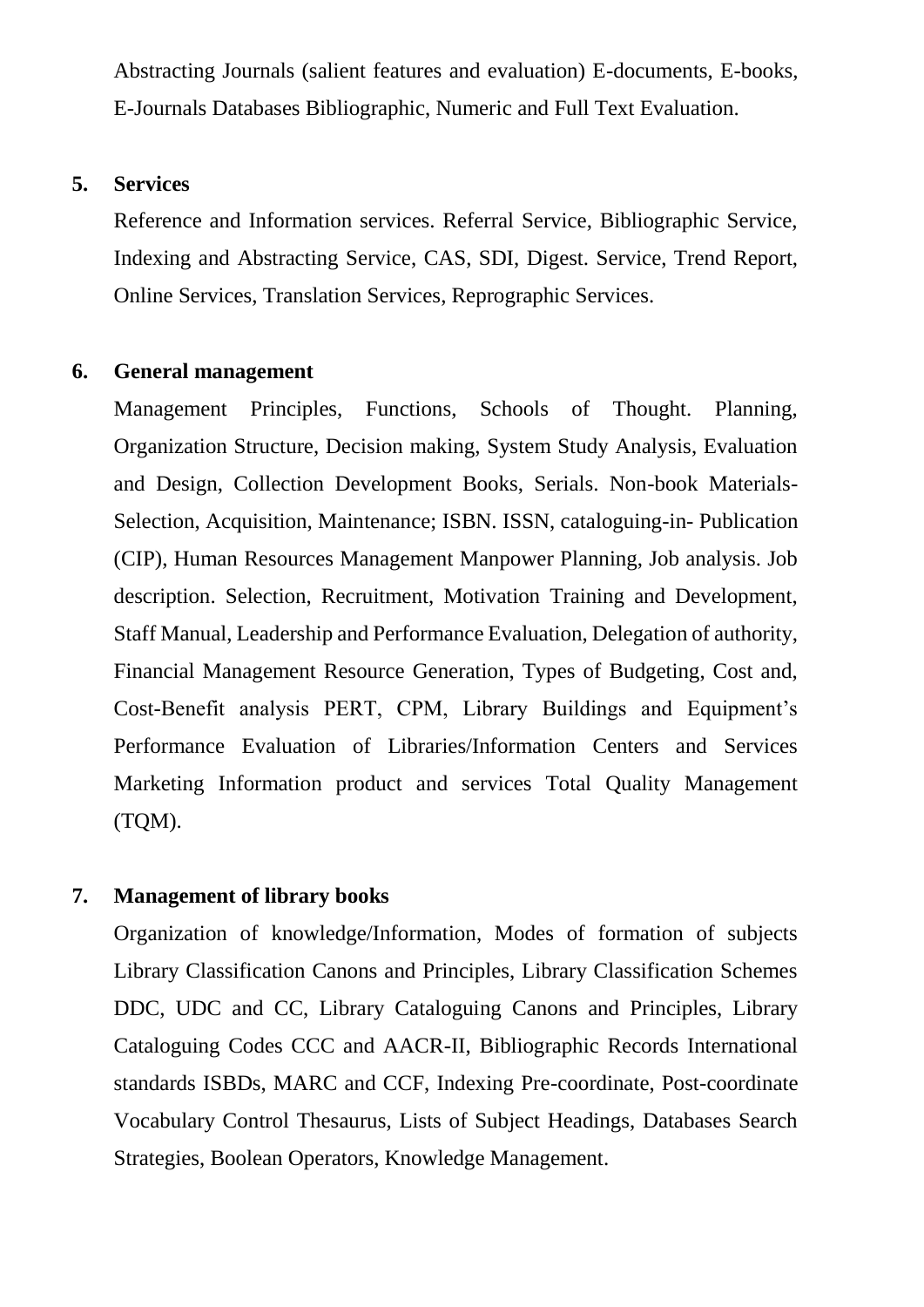Abstracting Journals (salient features and evaluation) E-documents, E-books, E-Journals Databases Bibliographic, Numeric and Full Text Evaluation.

**5. Services**

Reference and Information services. Referral Service, Bibliographic Service, Indexing and Abstracting Service, CAS, SDI, Digest. Service, Trend Report, Online Services, Translation Services, Reprographic Services.

**6. General management**

Management Principles, Functions, Schools of Thought. Planning, Organization Structure, Decision making, System Study Analysis, Evaluation and Design, Collection Development Books, Serials. Non-book Materials-Selection, Acquisition, Maintenance; ISBN. ISSN, cataloguing-in- Publication (CIP), Human Resources Management Manpower Planning, Job analysis. Job description. Selection, Recruitment, Motivation Training and Development, Staff Manual, Leadership and Performance Evaluation, Delegation of authority, Financial Management Resource Generation, Types of Budgeting, Cost and, Cost-Benefit analysis PERT, CPM, Library Buildings and Equipment's Performance Evaluation of Libraries/Information Centers and Services Marketing Information product and services Total Quality Management (TQM).

**7. Management of library books**

Organization of knowledge/Information, Modes of formation of subjects Library Classification Canons and Principles, Library Classification Schemes DDC, UDC and CC, Library Cataloguing Canons and Principles, Library Cataloguing Codes CCC and AACR-II, Bibliographic Records International standards ISBDs, MARC and CCF, Indexing Pre-coordinate, Post-coordinate Vocabulary Control Thesaurus, Lists of Subject Headings, Databases Search Strategies, Boolean Operators, Knowledge Management.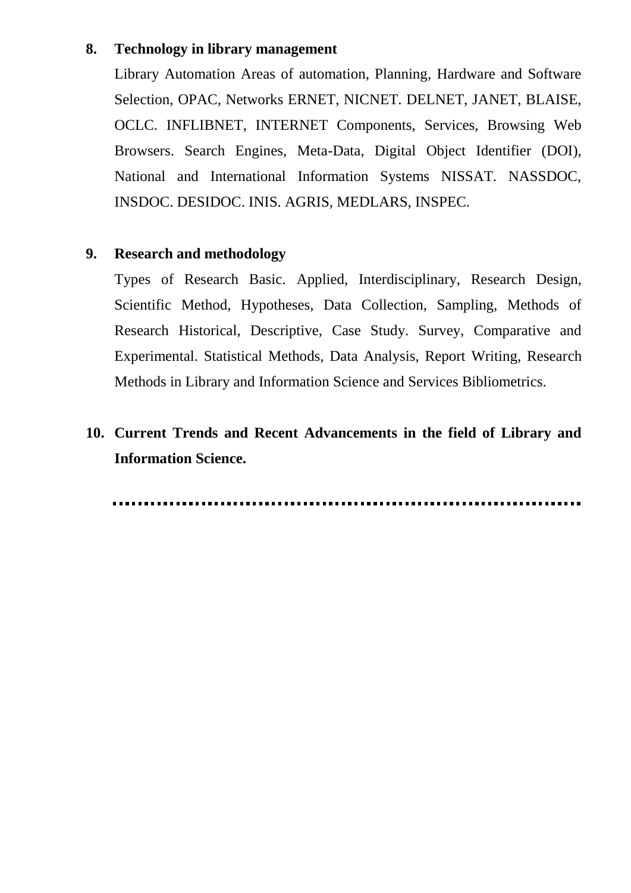**8. Technology in library management**

Library Automation Areas of automation, Planning, Hardware and Software Selection, OPAC, Networks ERNET, NICNET. DELNET, JANET, BLAISE, OCLC. INFLIBNET, INTERNET Components, Services, Browsing Web Browsers. Search Engines, Meta-Data, Digital Object Identifier (DOI), National and International Information Systems NISSAT. NASSDOC, INSDOC. DESIDOC. INIS. AGRIS, MEDLARS, INSPEC.

**9. Research and methodology**

Types of Research Basic. Applied, Interdisciplinary, Research Design, Scientific Method, Hypotheses, Data Collection, Sampling, Methods of Research Historical, Descriptive, Case Study. Survey, Comparative and Experimental. Statistical Methods, Data Analysis, Report Writing, Research Methods in Library and Information Science and Services Bibliometrics.

**10. Current Trends and Recent Advancements in the field of Library and Information Science.**

..........................................................................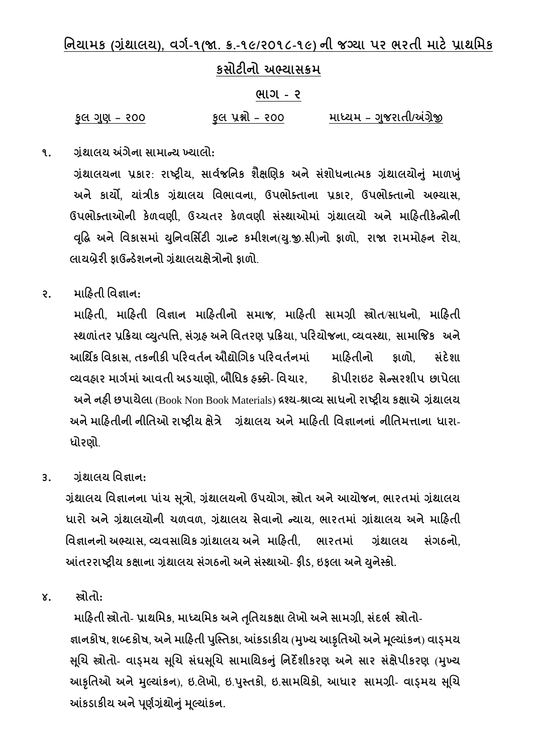## નિયામક (ગ્રંથાલય), વર્ગ-૧(જા. ક્ર.-૧૯/૨૦૧૮-૧૯) ની જગ્યા પર ભરતી માટે પ્રાથમિક કસોટીનો અભ્યાસક્રમ

### ભાગ - ૨

કુલ ગુણ – ૨૦૦ | કુલ પ્રશ્નો – ૨૦૦ | માધ્યમ – ગુજરાતી/અંગ્રેજી

**૧. ગ્રંથાલય અંગેના સામાન્ય ખ્યાલો:**

ગ્રંથાલયના પ્રકાર: રાષ્ટ્રીય, સાર્વજનિક શૈક્ષણિક અને સંશોધનાત્મક ગ્રંથાલયોનું માળખું અને કાર્યો, યાંત્રીક ગ્રંથાલય વિભાવના, ઉપભોક્તાના પ્રકાર, ઉપભોક્તાનો અભ્યાસ, ઉપભોક્તાઓની કેળવણી, ઉચ્ચતર કેળવણી સંસ્થાઓમાં ગ્રંથાલયો અને માહિતીકેન્દ્રોની વૃદ્ધિ અને વિકાસમાં યુનિવર્સિટી ગ્રાન્ટ કમીશન(યુ.જી.સી)નો ફાળો, રાજા રામમોહન રોય, લાયબ્રેરી ફાઉન્ડેશનનો ગ્રંથાલયક્ષેત્રોનો ફાળો.

**૨. માહિતી વિજ્ઞાન:**

માહિતી, માહિતી વિજ્ઞાન માહિતીનો સમાજ, માહિતી સામગ્રી સ્ત્રોત/સાધનો, માહિતી સ્થળાંતર પ્રક્રિયા વ્યુત્પત્તિ, સંગ્રહ અને વિતરણ પ્રક્રિયા, પરિયોજના, વ્યવસ્થા, સામાજિક અને આર્થિક વિકાસ, તકનીકી પરિવર્તન ઔદ્યોગિક પરિવર્તનમાં માહિતીનો ફાળો, સંદેશા વ્યવહાર માર્ગમાં આવતી અડચાણો, બૌધિક હક્કો- વિચાર, કોપીરાઇટ સેન્સરશીપ છાપેલા અને નહી છપાયેલા (Book Non Book Materials) દ્રશ્ય-શ્રાવ્ય સાધનો રાષ્ટ્રીય કક્ષાએ ગ્રંથાલય અને માહિતીની નીતિઓ રાષ્ટ્રીય ક્ષેત્રે ગ્રંથાલય અને માહિતી વિજ્ઞાનનાં નીતિમત્તાના ધારા-ધોરણો.

**૩. ગ્રંથાલય વિજ્ઞાન:**

ગ્રંથાલય વિજ્ઞાનના પાંચ સૂત્રો, ગ્રંથાલયનો ઉપયોગ, સ્ત્રોત અને આયોજન, ભારતમાં ગ્રંથાલય ધારો અને ગ્રંથાલયોની ચળવળ, ગ્રંથાલય સેવાનો ન્યાય, ભારતમાં ગ્રાંથાલય અને માહિતી વિજ્ઞાનનો અભ્યાસ, વ્યવસાયિક ગ્રાંથાલય અને માહિતી, ભારતમાં ગ્રંથાલય સંગઠનો, આંતરરાષ્ટ્રીય કક્ષાના ગ્રંથાલય સંગઠનો અને સંસ્થાઓ- ફીડ, ઇફલા અને યુનેસ્કો.

**૪. સ્રોતો:**

માહિતી સ્ત્રોતો- પ્રાથમિક, માધ્યમિક અને તૃતિયકક્ષા લેખો અને સામગ્રી, સંદર્ભ સ્ત્રોતો- જ્ઞાનકોષ, શબ્દકોષ, અને માહિતી પુસ્તિકા, આંકડાકીય (મુખ્ય આકૃતિઓ અને મૂલ્યાંકન) વાડ્મય સૂચિ સ્ત્રોતો- વાડ્મય સૂચિ સંઘસૂચિ સામાયિકનું નિર્દેશીકરણ અને સાર સંક્ષેપીકરણ (મુખ્ય આકૃતિઓ અને મુલ્યાંકન), ઇ.લેખો, ઇ.પુસ્તકો, ઇ.સામયિકો, આધાર સામગ્રી- વાડ્મય સૂચિ આંકડાકીય અને પૂર્ણગ્રંથોનું મૂલ્યાંકન.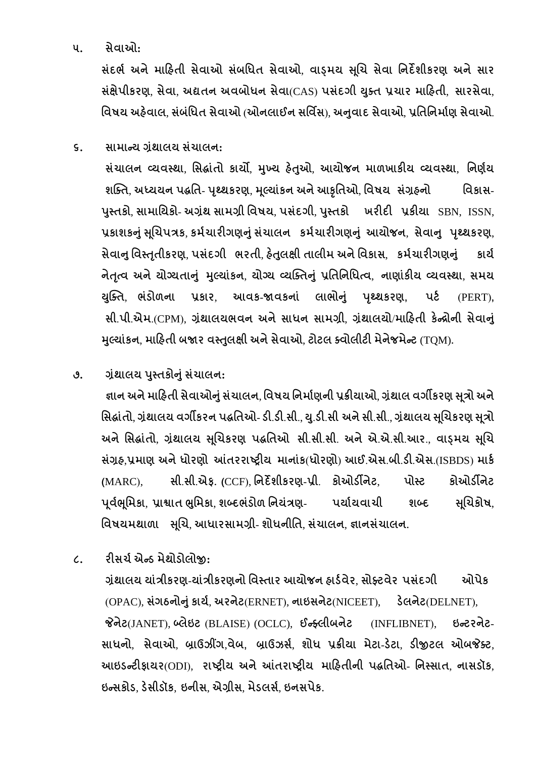૫. **સેવાઓ:**

**સંદર્ભ અને માહિતી સેવાઓ સંબધિત સેવાઓ, વાડ્મય સૂચિ સેવા નિર્દેશીકરણ અને સાર સંક્ષેપીકરણ, સેવા, અદ્યતન અવબોધન સેવા(CAS) પસંદગી યુક્ત પ્રચાર માહિતી, સારસેવા, વિષય અહેવાલ, સંબંધિત સેવાઓ (ઓનલાઈન સર્વિસ), અનુવાદ સેવાઓ, પ્રતિનિર્માણ સેવાઓ.**

૬. **સામાન્ય ગ્રંથાલય સંચાલન:**

**સંચાલન વ્યવસ્થા, સિદ્ધાંતો કાર્યો, મુખ્ય હેતુઓ, આયોજન માળખાકીય વ્યવસ્થા, નિર્ણય શક્તિ, અધ્યયન પદ્ધતિ- પૃથ્થકરણ, મૂલ્યાંકન અને આકૃતિઓ, વિષય સંગ્રહનો વિકાસ- પુસ્તકો, સામાયિકો- અગ્રંથ સામગ્રી વિષય, પસંદગી, પુસ્તકો ખરીદી પ્રકીયા SBN, ISSN, પ્રકાશકનું સૂચિપત્રક, કર્મચારીગણનું સંચાલન કર્મચારીગણનું આયોજન, સેવાનુ પૃથ્થકરણ, સેવાનુ વિસ્તૃતીકરણ, પસંદગી ભરતી, હેતુલક્ષી તાલીમ અને વિકાસ, કર્મચારીગણનું કાર્ય નેતૃત્વ અને યોગ્યતાનું મુલ્યાંકન, યોગ્ય વ્યક્તિનું પ્રતિનિધિત્વ, નાણાંકીય વ્યવસ્થા, સમય યુક્તિ, ભંડોળના પ્રકાર, આવક-જાવકનાં લાભોનું પૃથ્થકરણ, પર્ટ (PERT), સી.પી.એમ.(CPM), ગ્રંથાલયભવન અને સાધન સામગ્રી, ગ્રંથાલયો/માહિતી કેન્દ્રોની સેવાનું મુલ્યાંકન, માહિતી બજાર વસ્તુલક્ષી અને સેવાઓ, ટોટલ ક્વોલીટી મેનેજમેન્ટ (TQM).**

૭. **ગ્રંથાલય પુસ્તકોનું સંચાલન:**

**જ્ઞાન અને માહિતી સેવાઓનું સંચાલન, વિષય નિર્માણની પ્રકીયાઓ, ગ્રંથાલ વર્ગીકરણ સૂત્રો અને સિદ્ધાંતો, ગ્રંથાલય વર્ગીકરન પદ્ધતિઓ- ડી.ડી.સી., યુ.ડી.સી અને સી.સી., ગ્રંથાલય સૂચિકરણ સૂત્રો અને સિદ્ધાંતો, ગ્રંથાલય સૂચિકરણ પદ્ધતિઓ સી.સી.સી. અને એ.એ.સી.આર., વાડ્મય સૂચિ સંગ્રહ,પ્રમાણ અને ધોરણો આંતરરાષ્ટ્રીય માનાંક(ધોરણો) આઈ.એસ.બી.ડી.એસ.(ISBDS) માર્ક (MARC), સી.સી.એફ. (CCF), નિર્દેશીકરણ-પ્રી. કોઓર્ડીનેટ, પોસ્ટ કોઓર્ડીનેટ પૂર્વભૂમિકા, પ્રાશ્વાત ભુમિકા, શબ્દભંડોળ નિયંત્રણ- પર્યાયવાચી શબ્દ સૂચિકોષ, વિષયમથાળા સૂચિ, આધારસામગ્રી- શોધનીતિ, સંચાલન, જ્ઞાનસંચાલન.**

૮. **રીસર્ચ એન્ડ મેથોડોલોજી:**

**ગ્રંથાલય યાંત્રીકરણ-યાંત્રીકરણનો વિસ્તાર આયોજન હાર્ડવેર, સૉફ્ટવેર પસંદગી ઓપેક (OPAC), સંગઠનોનું કાર્ય, અરનેટ(ERNET), નાઇસનેટ(NICEET), ડેલનેટ(DELNET), જેનેટ(JANET), બ્લેઇટ (BLAISE) (OCLC), ઈન્ફ્લીબનેટ (INFLIBNET), ઇન્ટરનેટ- સાધનો, સેવાઓ, બ્રાઉઝીંગ,વેબ, બ્રાઉઝર્સ, શોધ પ્રકીયા મેટા-ડેટા, ડીજીટલ ઓબજેક્ટ, આઇડન્ટીફાયર(ODI), રાષ્ટ્રીય અને આંતરાષ્ટ્રીય માહિતીની પદ્ધતિઓ- નિસ્સાત, નાસડૉક, ઇન્સકોડ, ડેસીડૉક, ઇનીસ, એગ્રીસ, મેડલર્સ, ઇનસપેક.**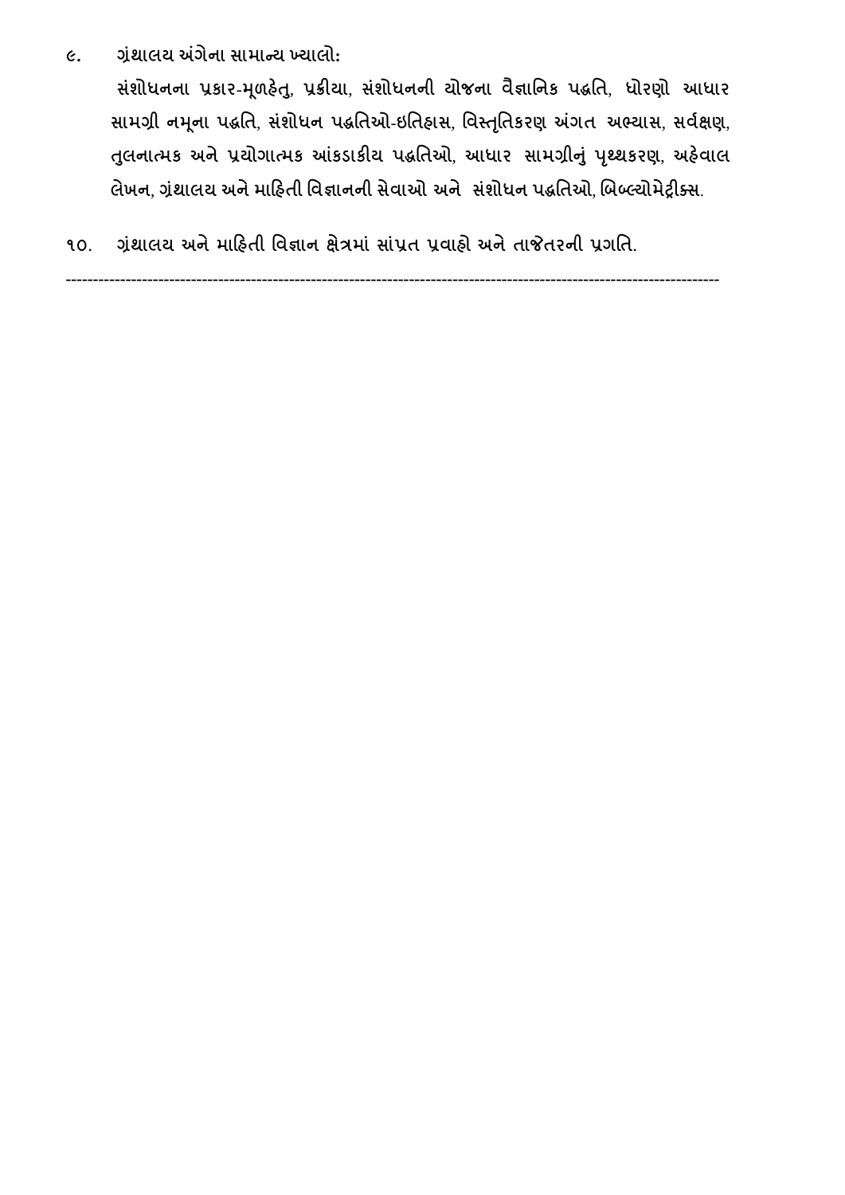૯. ગ્રંથાલય અંગેના સામાન્ય ખ્યાલો:

સંશોધનના પ્રકાર-મૂળહેતુ, પ્રક્રીયા, સંશોધનની યોજના વૈજ્ઞાનિક પદ્ધતિ, ધોરણો આધાર સામગ્રી નમૂના પદ્ધતિ, સંશોધન પદ્ધતિઓ-ઇતિહાસ, વિસ્તૃતિકરણ અંગત અભ્યાસ, સર્વક્ષણ, તુલનાત્મક અને પ્રયોગાત્મક આંકડાકીય પદ્ધતિઓ, આધાર સામગ્રીનું પૃથ્થકરણ, અહેવાલ લેખન, ગ્રંથાલય અને માહિતી વિજ્ઞાનની સેવાઓ અને સંશોધન પદ્ધતિઓ, બિબ્લ્યોમેટ્રીક્સ.

૧૦. ગ્રંથાલય અને માહિતી વિજ્ઞાન ક્ષેત્રમાં સાંપ્રત પ્રવાહો અને તાજેતરની પ્રગતિ.

---